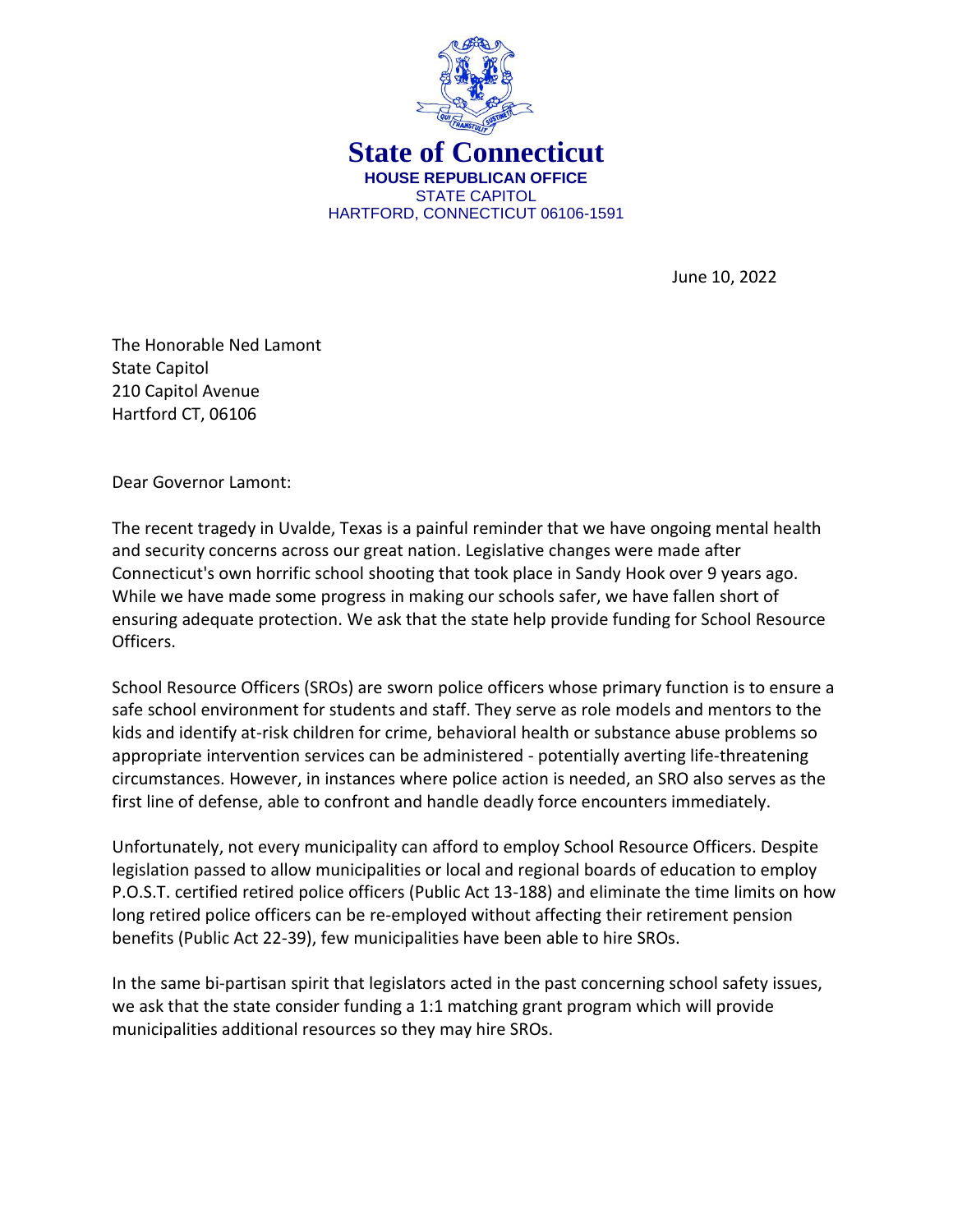**State of Connecticut**
**HOUSE REPUBLICAN OFFICE**
STATE CAPITOL
HARTFORD, CONNECTICUT 06106-1591

June 10, 2022

The Honorable Ned Lamont
State Capitol
210 Capitol Avenue
Hartford CT, 06106

Dear Governor Lamont:

The recent tragedy in Uvalde, Texas is a painful reminder that we have ongoing mental health and security concerns across our great nation. Legislative changes were made after Connecticut's own horrific school shooting that took place in Sandy Hook over 9 years ago. While we have made some progress in making our schools safer, we have fallen short of ensuring adequate protection. We ask that the state help provide funding for School Resource Officers.

School Resource Officers (SROs) are sworn police officers whose primary function is to ensure a safe school environment for students and staff. They serve as role models and mentors to the kids and identify at-risk children for crime, behavioral health or substance abuse problems so appropriate intervention services can be administered - potentially averting life-threatening circumstances. However, in instances where police action is needed, an SRO also serves as the first line of defense, able to confront and handle deadly force encounters immediately.

Unfortunately, not every municipality can afford to employ School Resource Officers. Despite legislation passed to allow municipalities or local and regional boards of education to employ P.O.S.T. certified retired police officers (Public Act 13-188) and eliminate the time limits on how long retired police officers can be re-employed without affecting their retirement pension benefits (Public Act 22-39), few municipalities have been able to hire SROs.

In the same bi-partisan spirit that legislators acted in the past concerning school safety issues, we ask that the state consider funding a 1:1 matching grant program which will provide municipalities additional resources so they may hire SROs.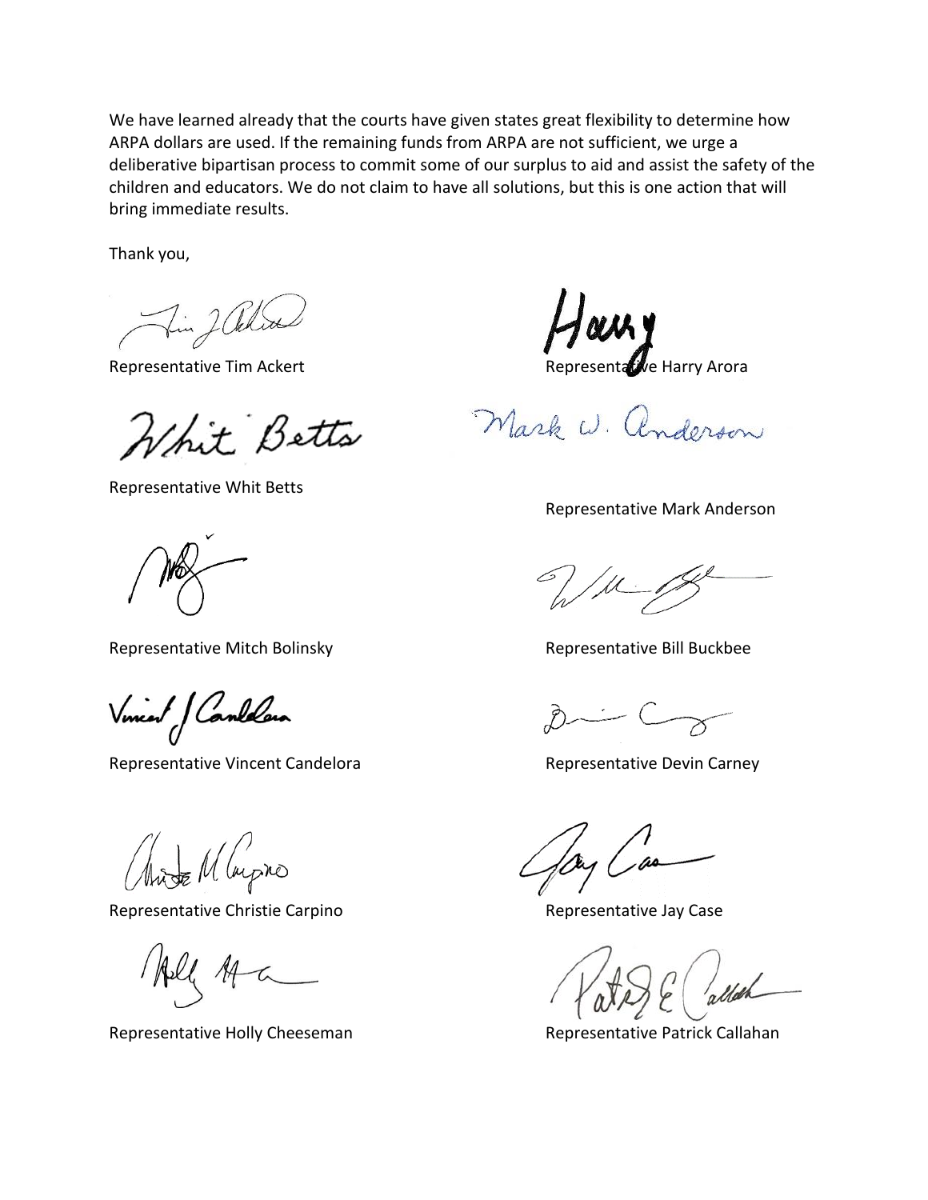We have learned already that the courts have given states great flexibility to determine how ARPA dollars are used. If the remaining funds from ARPA are not sufficient, we urge a deliberative bipartisan process to commit some of our surplus to aid and assist the safety of the children and educators. We do not claim to have all solutions, but this is one action that will bring immediate results.

Thank you,

Representative Tim Ackert

Representative Harry Arora

Representative Whit Betts

Representative Mark Anderson

Representative Mitch Bolinsky

Representative Bill Buckbee

Representative Vincent Candelora

Representative Devin Carney

Representative Christie Carpino

Representative Jay Case

Representative Holly Cheeseman

Representative Patrick Callahan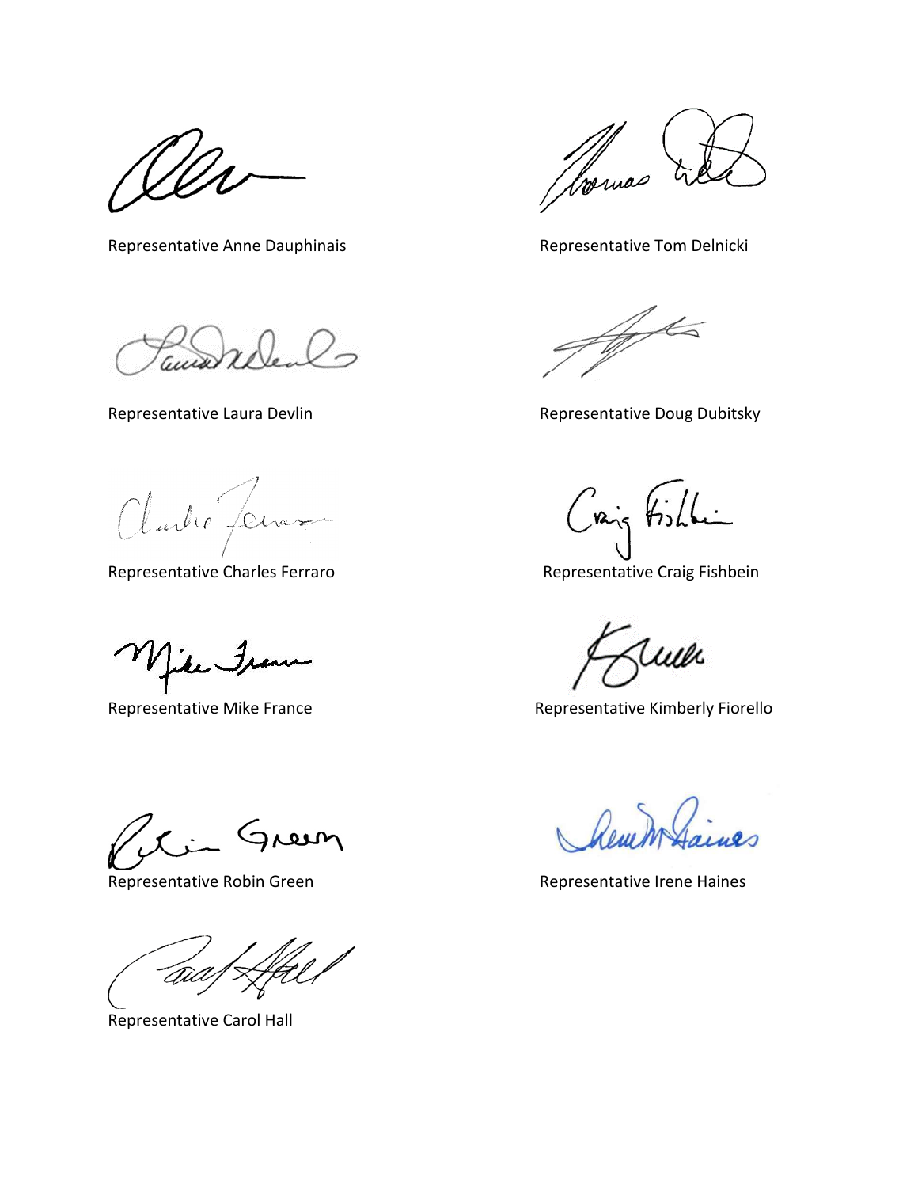Representative Anne Dauphinais

Representative Tom Delnicki

Representative Laura Devlin

Representative Doug Dubitsky

Representative Charles Ferraro

Representative Craig Fishbein

Representative Mike France

Representative Kimberly Fiorello

Representative Robin Green

Representative Irene Haines

Representative Carol Hall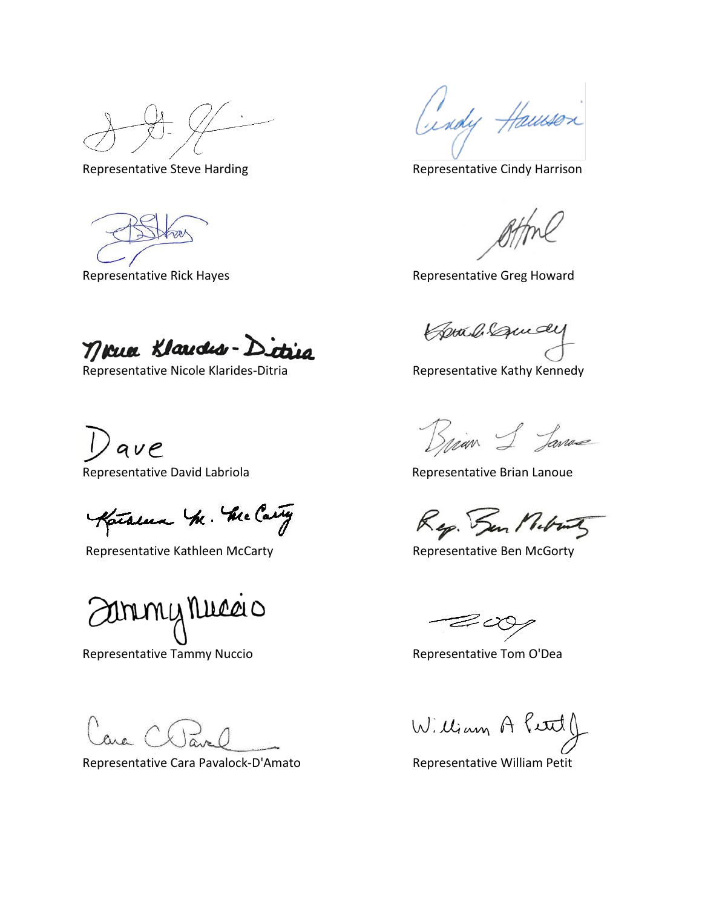| | |
| --- | --- |
| Representative Steve Harding | Representative Cindy Harrison |
| Representative Rick Hayes | Representative Greg Howard |
| Representative Nicole Klarides-Ditria | Representative Kathy Kennedy |
| Representative David Labriola | Representative Brian Lanoue |
| Representative Kathleen McCarty | Representative Ben McGorty |
| Representative Tammy Nuccio | Representative Tom O'Dea |
| Representative Cara Pavalock-D'Amato | Representative William Petit |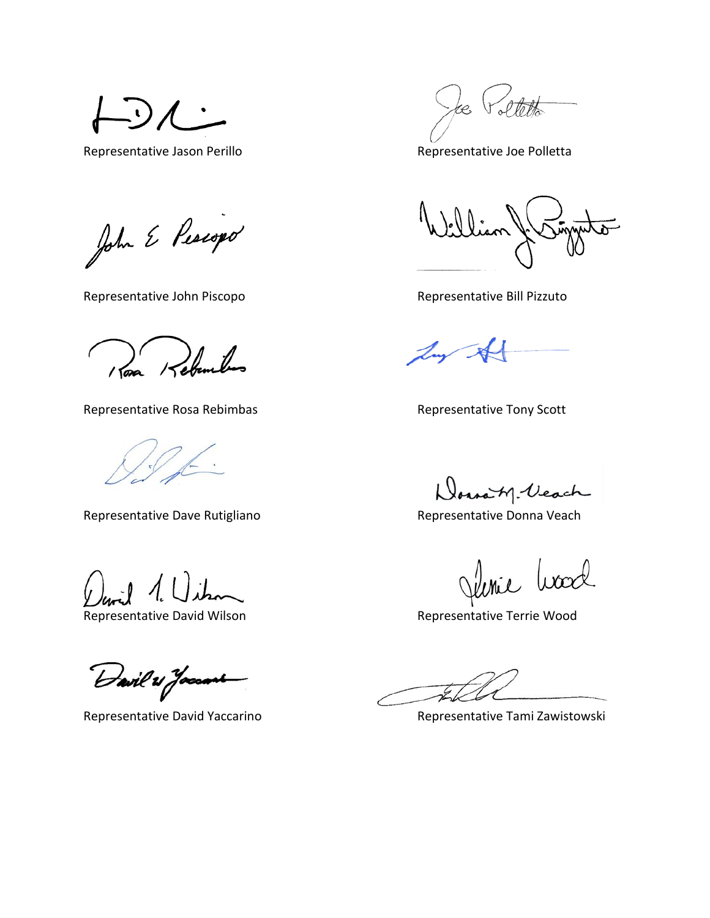Representative Jason Perillo

Representative Joe Polletta

Representative John Piscopo

Representative Bill Pizzuto

Representative Rosa Rebimbas

Representative Tony Scott

Representative Dave Rutigliano

Representative Donna Veach

Representative David Wilson

Representative Terrie Wood

Representative David Yaccarino

Representative Tami Zawistowski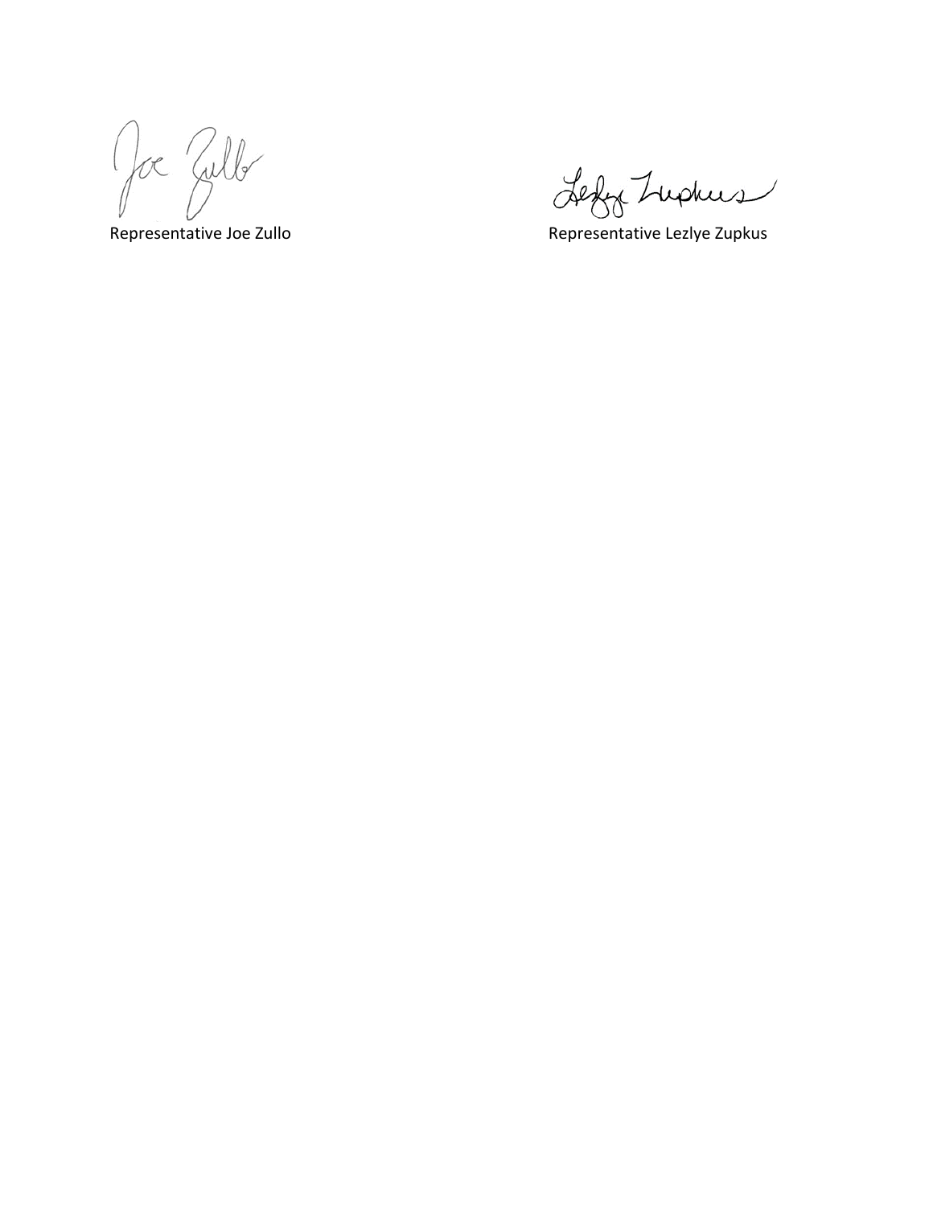Representative Joe Zullo

Representative Lezlye Zupkus